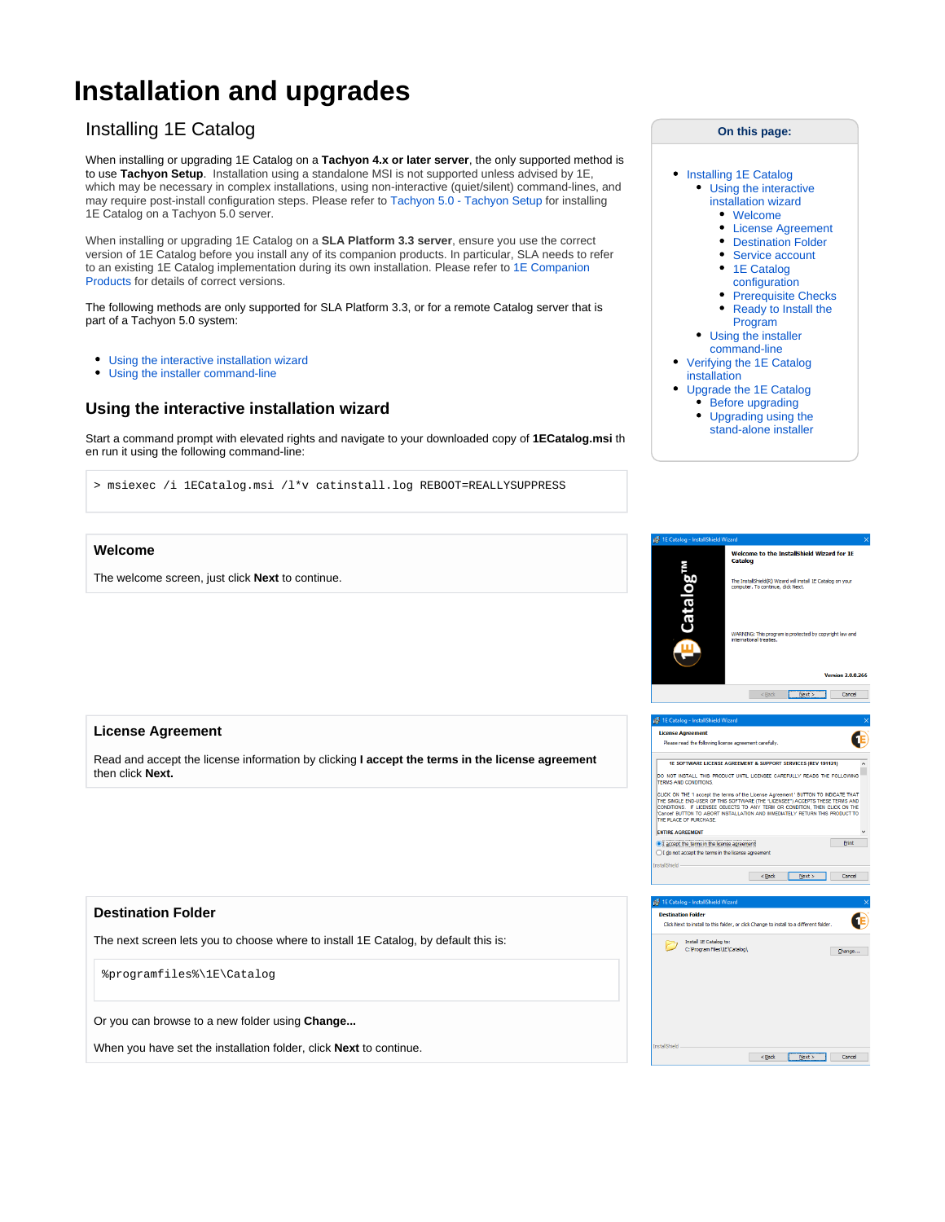# Installation and upgrades

## Installing 1E Catalog

When installing or upgrading 1E Catalog on a **Tachyon 4.x or later server**, the only supported method is to use **Tachyon Setup**. Installation using a standalone MSI is not supported unless advised by 1E, which may be necessary in complex installations, using non-interactive (quiet/silent) command-lines, and may require post-install configuration steps. Please refer to Tachyon 5.0 - Tachyon Setup for installing 1E Catalog on a Tachyon 5.0 server.

When installing or upgrading 1E Catalog on a **SLA Platform 3.3 server**, ensure you use the correct version of 1E Catalog before you install any of its companion products. In particular, SLA needs to refer to an existing 1E Catalog implementation during its own installation. Please refer to 1E Companion Products for details of correct versions.

The following methods are only supported for SLA Platform 3.3, or for a remote Catalog server that is part of a Tachyon 5.0 system:

- Using the interactive installation wizard
- Using the installer command-line

**On this page:**

- Installing 1E Catalog
  - Using the interactive installation wizard
    - Welcome
    - License Agreement
    - Destination Folder
    - Service account
    - 1E Catalog configuration
    - Prerequisite Checks
    - Ready to Install the Program
  - Using the installer command-line
- Verifying the 1E Catalog installation
- Upgrade the 1E Catalog
  - Before upgrading
  - Upgrading using the stand-alone installer

### Using the interactive installation wizard

Start a command prompt with elevated rights and navigate to your downloaded copy of **1ECatalog.msi** then run it using the following command-line:

```
> msiexec /i 1ECatalog.msi /l*v catinstall.log REBOOT=REALLYSUPPRESS
```

#### Welcome

The welcome screen, just click **Next** to continue.

#### License Agreement

Read and accept the license information by clicking **I accept the terms in the license agreement** then click **Next.**

#### Destination Folder

The next screen lets you to choose where to install 1E Catalog, by default this is:

```
%programfiles%\1E\Catalog
```

Or you can browse to a new folder using **Change...**

When you have set the installation folder, click **Next** to continue.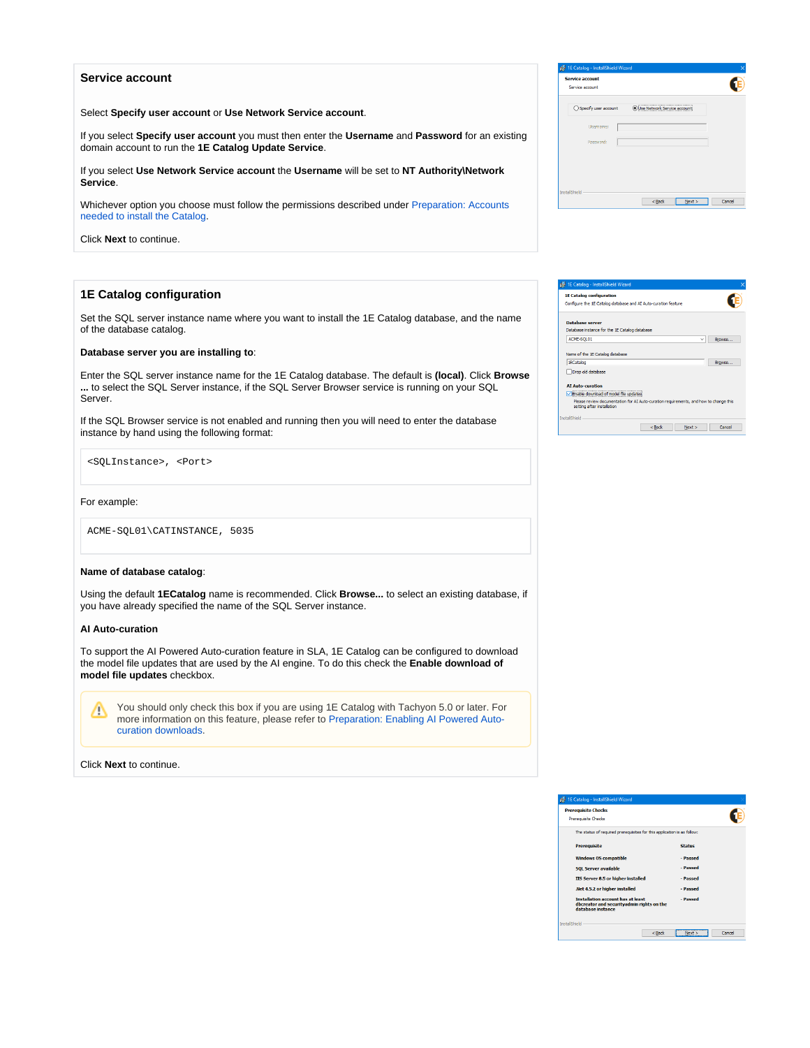## Service account

Select **Specify user account** or **Use Network Service account**.

If you select **Specify user account** you must then enter the **Username** and **Password** for an existing domain account to run the **1E Catalog Update Service**.

If you select **Use Network Service account** the **Username** will be set to **NT Authority\Network Service**.

Whichever option you choose must follow the permissions described under Preparation: Accounts needed to install the Catalog.

Click **Next** to continue.

## 1E Catalog configuration

Set the SQL server instance name where you want to install the 1E Catalog database, and the name of the database catalog.

**Database server you are installing to**:

Enter the SQL server instance name for the 1E Catalog database. The default is **(local)**. Click **Browse ...** to select the SQL Server instance, if the SQL Server Browser service is running on your SQL Server.

If the SQL Browser service is not enabled and running then you will need to enter the database instance by hand using the following format:

```
<SQLInstance>, <Port>
```

For example:

```
ACME-SQL01\CATINSTANCE, 5035
```

**Name of database catalog**:

Using the default **1ECatalog** name is recommended. Click **Browse...** to select an existing database, if you have already specified the name of the SQL Server instance.

**AI Auto-curation**

To support the AI Powered Auto-curation feature in SLA, 1E Catalog can be configured to download the model file updates that are used by the AI engine. To do this check the **Enable download of model file updates** checkbox.

> You should only check this box if you are using 1E Catalog with Tachyon 5.0 or later. For more information on this feature, please refer to Preparation: Enabling AI Powered Auto-curation downloads.

Click **Next** to continue.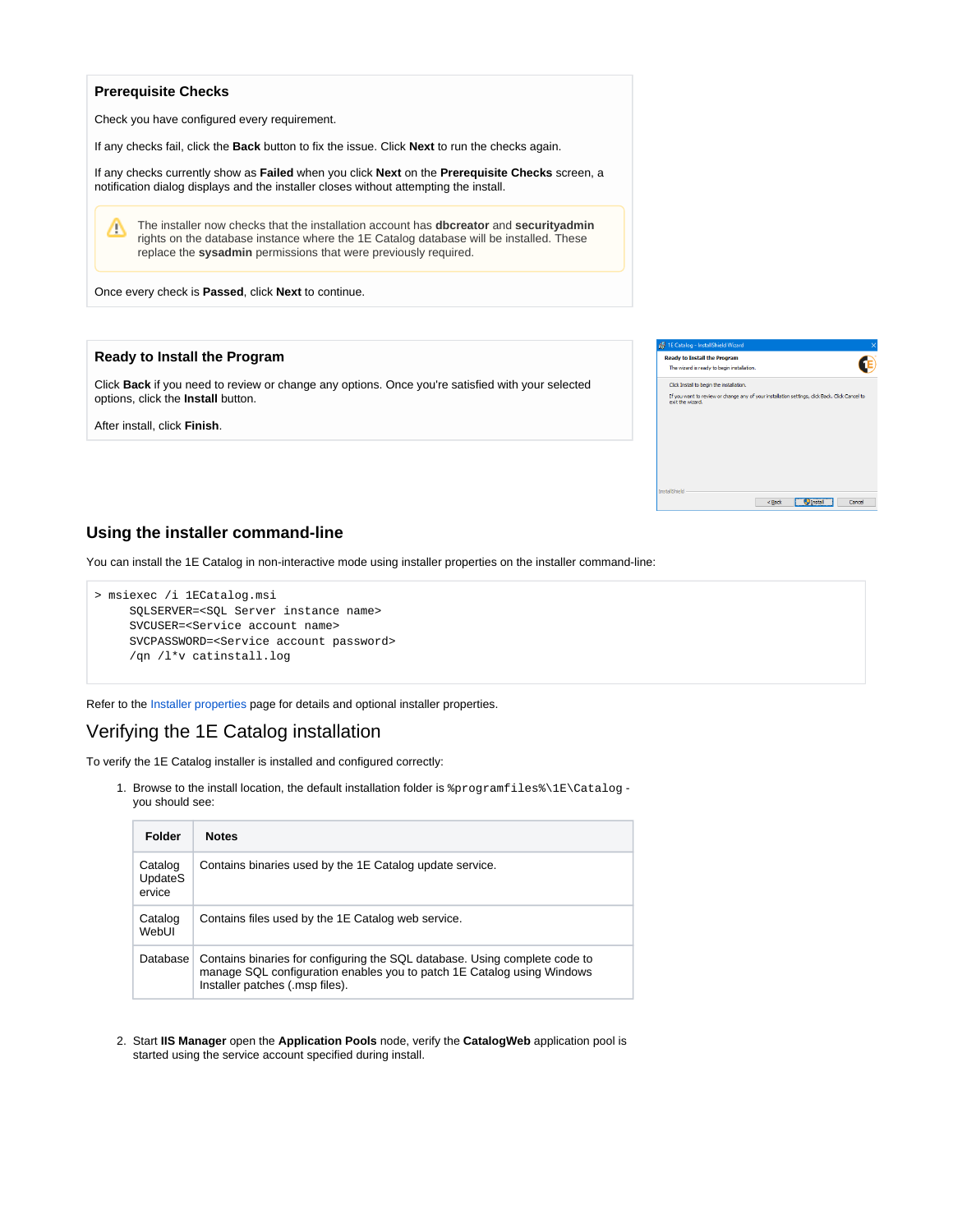### Prerequisite Checks

Check you have configured every requirement.

If any checks fail, click the **Back** button to fix the issue. Click **Next** to run the checks again.

If any checks currently show as **Failed** when you click **Next** on the **Prerequisite Checks** screen, a notification dialog displays and the installer closes without attempting the install.

> The installer now checks that the installation account has **dbcreator** and **securityadmin** rights on the database instance where the 1E Catalog database will be installed. These replace the **sysadmin** permissions that were previously required.

Once every check is **Passed**, click **Next** to continue.

### Ready to Install the Program

Click **Back** if you need to review or change any options. Once you're satisfied with your selected options, click the **Install** button.

After install, click **Finish**.

## Using the installer command-line

You can install the 1E Catalog in non-interactive mode using installer properties on the installer command-line:

```
> msiexec /i 1ECatalog.msi
     SQLSERVER=<SQL Server instance name>
     SVCUSER=<Service account name>
     SVCPASSWORD=<Service account password>
     /qn /l*v catinstall.log
```

Refer to the Installer properties page for details and optional installer properties.

# Verifying the 1E Catalog installation

To verify the 1E Catalog installer is installed and configured correctly:

1. Browse to the install location, the default installation folder is `%programfiles%\1E\Catalog` - you should see:

| Folder | Notes |
| --- | --- |
| CatalogUpdateService | Contains binaries used by the 1E Catalog update service. |
| CatalogWebUI | Contains files used by the 1E Catalog web service. |
| Database | Contains binaries for configuring the SQL database. Using complete code to manage SQL configuration enables you to patch 1E Catalog using Windows Installer patches (.msp files). |

2. Start **IIS Manager** open the **Application Pools** node, verify the **CatalogWeb** application pool is started using the service account specified during install.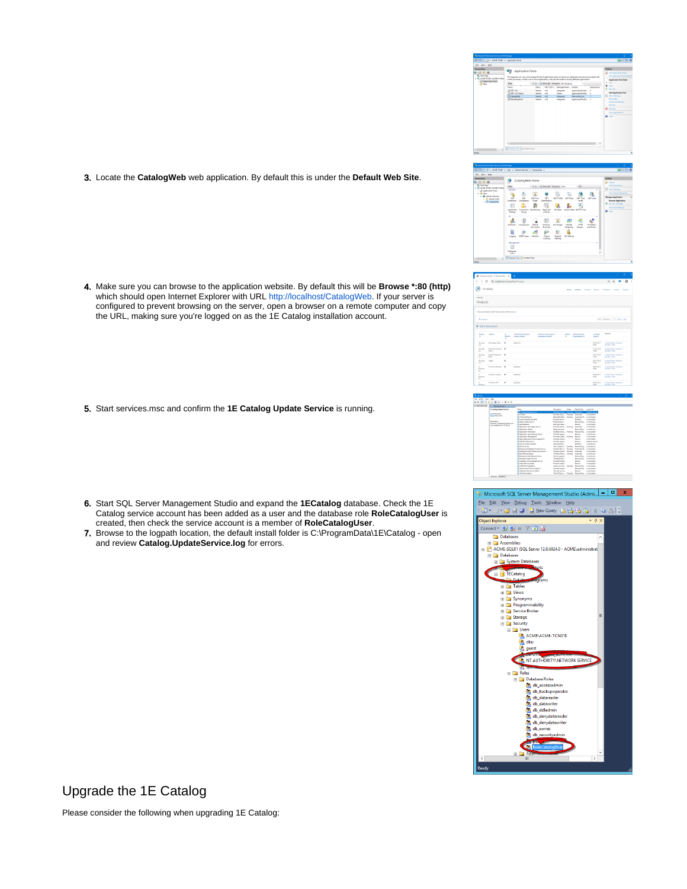3. Locate the **CatalogWeb** web application. By default this is under the **Default Web Site**.

4. Make sure you can browse to the application website. By default this will be **Browse *:80 (http)** which should open Internet Explorer with URL http://localhost/CatalogWeb. If your server is configured to prevent browsing on the server, open a browser on a remote computer and copy the URL, making sure you're logged on as the 1E Catalog installation account.

5. Start services.msc and confirm the **1E Catalog Update Service** is running.

6. Start SQL Server Management Studio and expand the **1ECatalog** database. Check the 1E Catalog service account has been added as a user and the database role **RoleCatalogUser** is created, then check the service account is a member of **RoleCatalogUser**.
7. Browse to the logpath location, the default install folder is C:\ProgramData\1E\Catalog - open and review **Catalog.UpdateService.log** for errors.

## Upgrade the 1E Catalog

Please consider the following when upgrading 1E Catalog: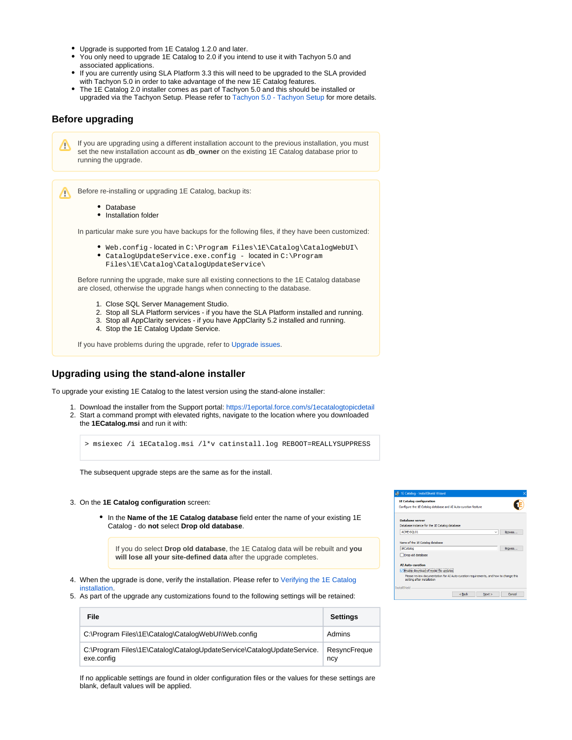- Upgrade is supported from 1E Catalog 1.2.0 and later.
- You only need to upgrade 1E Catalog to 2.0 if you intend to use it with Tachyon 5.0 and associated applications.
- If you are currently using SLA Platform 3.3 this will need to be upgraded to the SLA provided with Tachyon 5.0 in order to take advantage of the new 1E Catalog features.
- The 1E Catalog 2.0 installer comes as part of Tachyon 5.0 and this should be installed or upgraded via the Tachyon Setup. Please refer to Tachyon 5.0 - Tachyon Setup for more details.

## Before upgrading

If you are upgrading using a different installation account to the previous installation, you must set the new installation account as **db_owner** on the existing 1E Catalog database prior to running the upgrade.

Before re-installing or upgrading 1E Catalog, backup its:

- Database
- Installation folder

In particular make sure you have backups for the following files, if they have been customized:

- `Web.config` - located in `C:\Program Files\1E\Catalog\CatalogWebUI\`
- `CatalogUpdateService.exe.config` - located in `C:\Program Files\1E\Catalog\CatalogUpdateService\`

Before running the upgrade, make sure all existing connections to the 1E Catalog database are closed, otherwise the upgrade hangs when connecting to the database.

1. Close SQL Server Management Studio.
2. Stop all SLA Platform services - if you have the SLA Platform installed and running.
3. Stop all AppClarity services - if you have AppClarity 5.2 installed and running.
4. Stop the 1E Catalog Update Service.

If you have problems during the upgrade, refer to Upgrade issues.

## Upgrading using the stand-alone installer

To upgrade your existing 1E Catalog to the latest version using the stand-alone installer:

1. Download the installer from the Support portal: https://1eportal.force.com/s/1ecatalogtopicdetail
2. Start a command prompt with elevated rights, navigate to the location where you downloaded the **1ECatalog.msi** and run it with:

   ```
   > msiexec /i 1ECatalog.msi /l*v catinstall.log REBOOT=REALLYSUPPRESS
   ```

   The subsequent upgrade steps are the same as for the install.

3. On the **1E Catalog configuration** screen:
   - In the **Name of the 1E Catalog database** field enter the name of your existing 1E Catalog - do **not** select **Drop old database**.

   If you do select **Drop old database**, the 1E Catalog data will be rebuilt and **you will lose all your site-defined data** after the upgrade completes.

4. When the upgrade is done, verify the installation. Please refer to Verifying the 1E Catalog installation.
5. As part of the upgrade any customizations found to the following settings will be retained:

| File | Settings |
| --- | --- |
| C:\Program Files\1E\Catalog\CatalogWebUI\Web.config | Admins |
| C:\Program Files\1E\Catalog\CatalogUpdateService\CatalogUpdateService.exe.config | ResyncFrequency |

If no applicable settings are found in older configuration files or the values for these settings are blank, default values will be applied.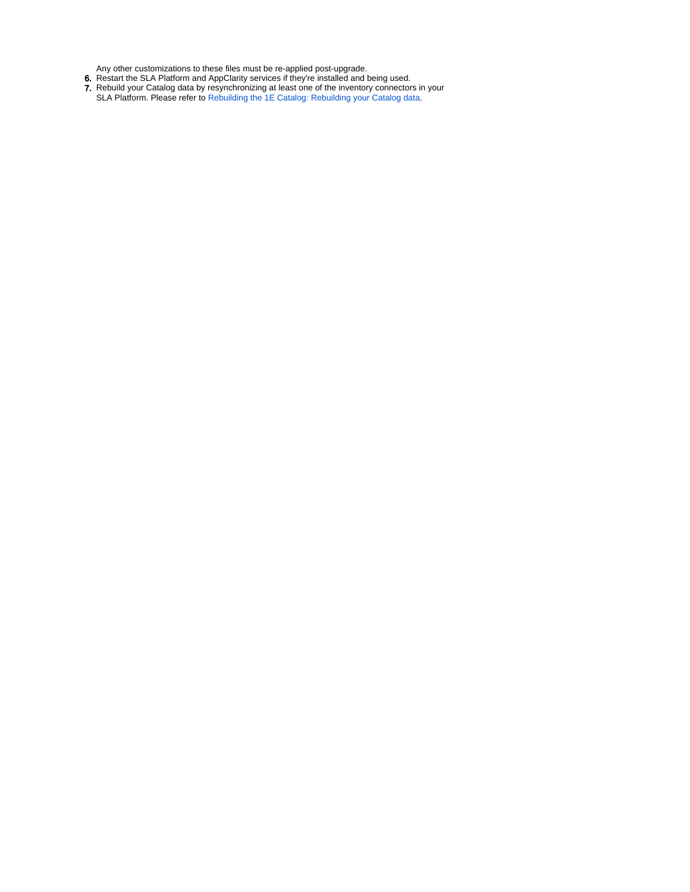Any other customizations to these files must be re-applied post-upgrade.

6. Restart the SLA Platform and AppClarity services if they're installed and being used.
7. Rebuild your Catalog data by resynchronizing at least one of the inventory connectors in your SLA Platform. Please refer to Rebuilding the 1E Catalog: Rebuilding your Catalog data.